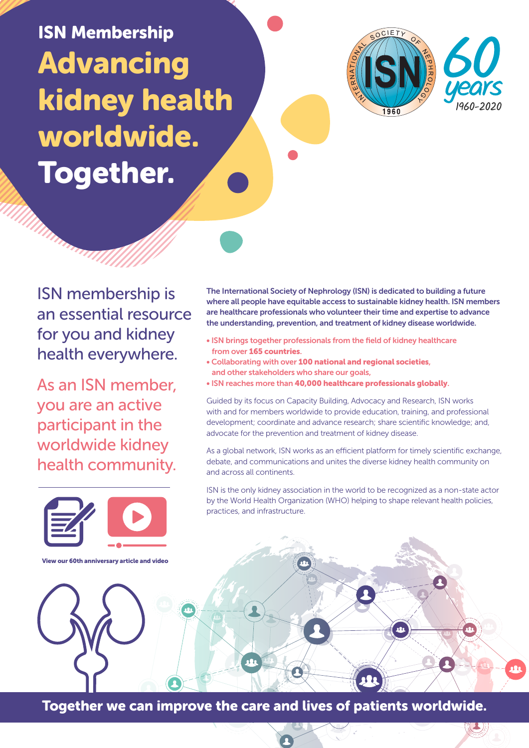## ISN Membership

# Advancing kidney health worldwide. Together.

INTERNATIONAL SOCIETY OF NEPHROLOGY ISN 1960

60 years 1960-2020

ISN membership is an essential resource for you and kidney health everywhere.

As an ISN member, you are an active participant in the worldwide kidney health community.

**The International Society of Nephrology (ISN) is dedicated to building a future where all people have equitable access to sustainable kidney health. ISN members are healthcare professionals who volunteer their time and expertise to advance the understanding, prevention, and treatment of kidney disease worldwide.**

- ISN brings together professionals from the field of kidney healthcare from over **165 countries**.
- Collaborating with over **100 national and regional societies**, and other stakeholders who share our goals,
- ISN reaches more than **40,000 healthcare professionals globally**.

Guided by its focus on Capacity Building, Advocacy and Research, ISN works with and for members worldwide to provide education, training, and professional development; coordinate and advance research; share scientific knowledge; and, advocate for the prevention and treatment of kidney disease.

As a global network, ISN works as an efficient platform for timely scientific exchange, debate, and communications and unites the diverse kidney health community on and across all continents.

ISN is the only kidney association in the world to be recognized as a non-state actor by the World Health Organization (WHO) helping to shape relevant health policies, practices, and infrastructure.

**View our 60th anniversary article and video**

**Together we can improve the care and lives of patients worldwide.**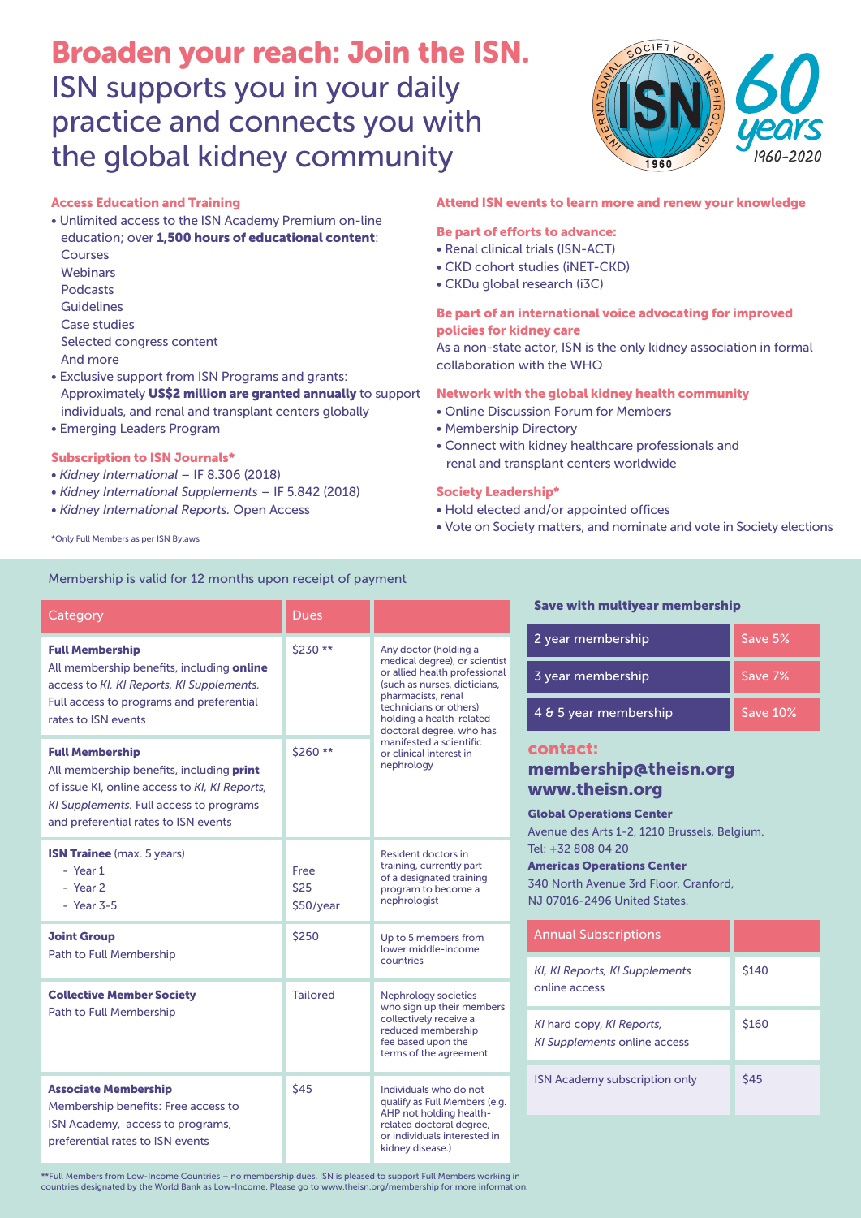# Broaden your reach: Join the ISN.

ISN supports you in your daily practice and connects you with the global kidney community

INTERNATIONAL SOCIETY OF NEPHROLOGY ISN 1960

60 years 1960-2020

### Access Education and Training

- Unlimited access to the ISN Academy Premium on-line education; over **1,500 hours of educational content**:
  Courses
  Webinars
  Podcasts
  Guidelines
  Case studies
  Selected congress content
  And more
- Exclusive support from ISN Programs and grants: Approximately **US$2 million are granted annually** to support individuals, and renal and transplant centers globally
- Emerging Leaders Program

### Subscription to ISN Journals*

- *Kidney International* – IF 8.306 (2018)
- *Kidney International Supplements* – IF 5.842 (2018)
- *Kidney International Reports.* Open Access

*Only Full Members as per ISN Bylaws

### Attend ISN events to learn more and renew your knowledge

### Be part of efforts to advance:

- Renal clinical trials (ISN-ACT)
- CKD cohort studies (iNET-CKD)
- CKDu global research (i3C)

### Be part of an international voice advocating for improved policies for kidney care

As a non-state actor, ISN is the only kidney association in formal collaboration with the WHO

### Network with the global kidney health community

- Online Discussion Forum for Members
- Membership Directory
- Connect with kidney healthcare professionals and renal and transplant centers worldwide

### Society Leadership*

- Hold elected and/or appointed offices
- Vote on Society matters, and nominate and vote in Society elections

Membership is valid for 12 months upon receipt of payment

| Category | Dues | |
|---|---|---|
| **Full Membership** All membership benefits, including **online** access to *KI, KI Reports, KI Supplements.* Full access to programs and preferential rates to ISN events | $230 ** | Any doctor (holding a medical degree), or scientist or allied health professional (such as nurses, dieticians, pharmacists, renal technicians or others) holding a health-related doctoral degree, who has manifested a scientific or clinical interest in nephrology |
| **Full Membership** All membership benefits, including **print** of issue KI, online access to *KI, KI Reports, KI Supplements.* Full access to programs and preferential rates to ISN events | $260 ** | |
| **ISN Trainee** (max. 5 years) - Year 1 - Year 2 - Year 3-5 | Free $25 $50/year | Resident doctors in training, currently part of a designated training program to become a nephrologist |
| **Joint Group** Path to Full Membership | $250 | Up to 5 members from lower middle-income countries |
| **Collective Member Society** Path to Full Membership | Tailored | Nephrology societies who sign up their members collectively receive a reduced membership fee based upon the terms of the agreement |
| **Associate Membership** Membership benefits: Free access to ISN Academy, access to programs, preferential rates to ISN events | $45 | Individuals who do not qualify as Full Members (e.g. AHP not holding health-related doctoral degree, or individuals interested in kidney disease.) |

**Full Members from Low-Income Countries – no membership dues. ISN is pleased to support Full Members working in countries designated by the World Bank as Low-Income. Please go to www.theisn.org/membership for more information.

### Save with multiyear membership

| | |
|---|---|
| 2 year membership | Save 5% |
| 3 year membership | Save 7% |
| 4 & 5 year membership | Save 10% |

## contact:
## membership@theisn.org
## www.theisn.org

**Global Operations Center**
Avenue des Arts 1-2, 1210 Brussels, Belgium.
Tel: +32 808 04 20

**Americas Operations Center**
340 North Avenue 3rd Floor, Cranford, NJ 07016-2496 United States.

| Annual Subscriptions | |
|---|---|
| *KI, KI Reports, KI Supplements* online access | $140 |
| *KI* hard copy, *KI Reports, KI Supplements* online access | $160 |
| ISN Academy subscription only | $45 |